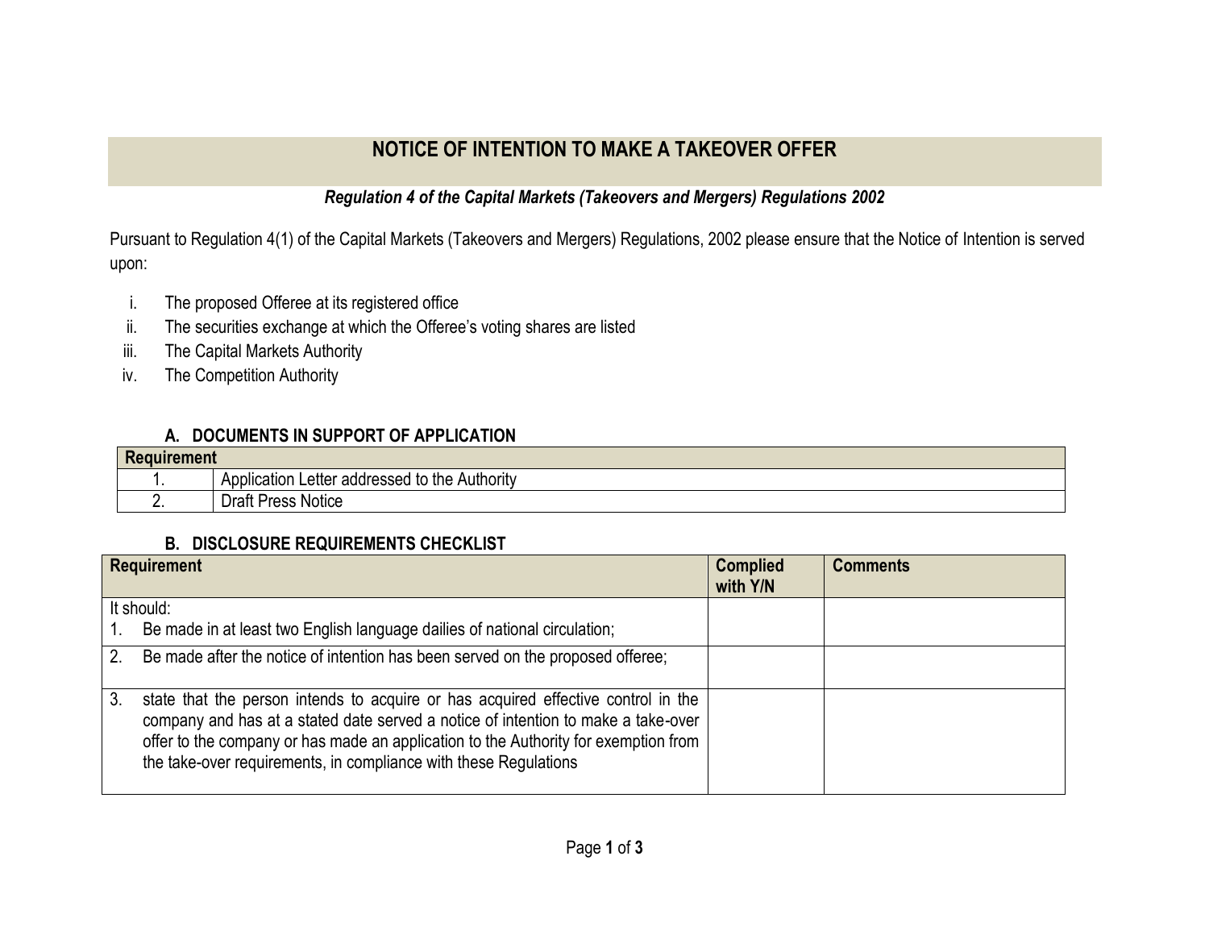# NOTICE OF INTENTION TO MAKE A TAKEOVER OFFER

***Regulation 4 of the Capital Markets (Takeovers and Mergers) Regulations 2002***

Pursuant to Regulation 4(1) of the Capital Markets (Takeovers and Mergers) Regulations, 2002 please ensure that the Notice of Intention is served upon:

i. The proposed Offeree at its registered office
ii. The securities exchange at which the Offeree's voting shares are listed
iii. The Capital Markets Authority
iv. The Competition Authority

### A. DOCUMENTS IN SUPPORT OF APPLICATION

| Requirement | |
|---|---|
| 1. | Application Letter addressed to the Authority |
| 2. | Draft Press Notice |

### B. DISCLOSURE REQUIREMENTS CHECKLIST

| Requirement | Complied with Y/N | Comments |
|---|---|---|
| It should:<br>1. Be made in at least two English language dailies of national circulation; | | |
| 2. Be made after the notice of intention has been served on the proposed offeree; | | |
| 3. state that the person intends to acquire or has acquired effective control in the company and has at a stated date served a notice of intention to make a take-over offer to the company or has made an application to the Authority for exemption from the take-over requirements, in compliance with these Regulations | | |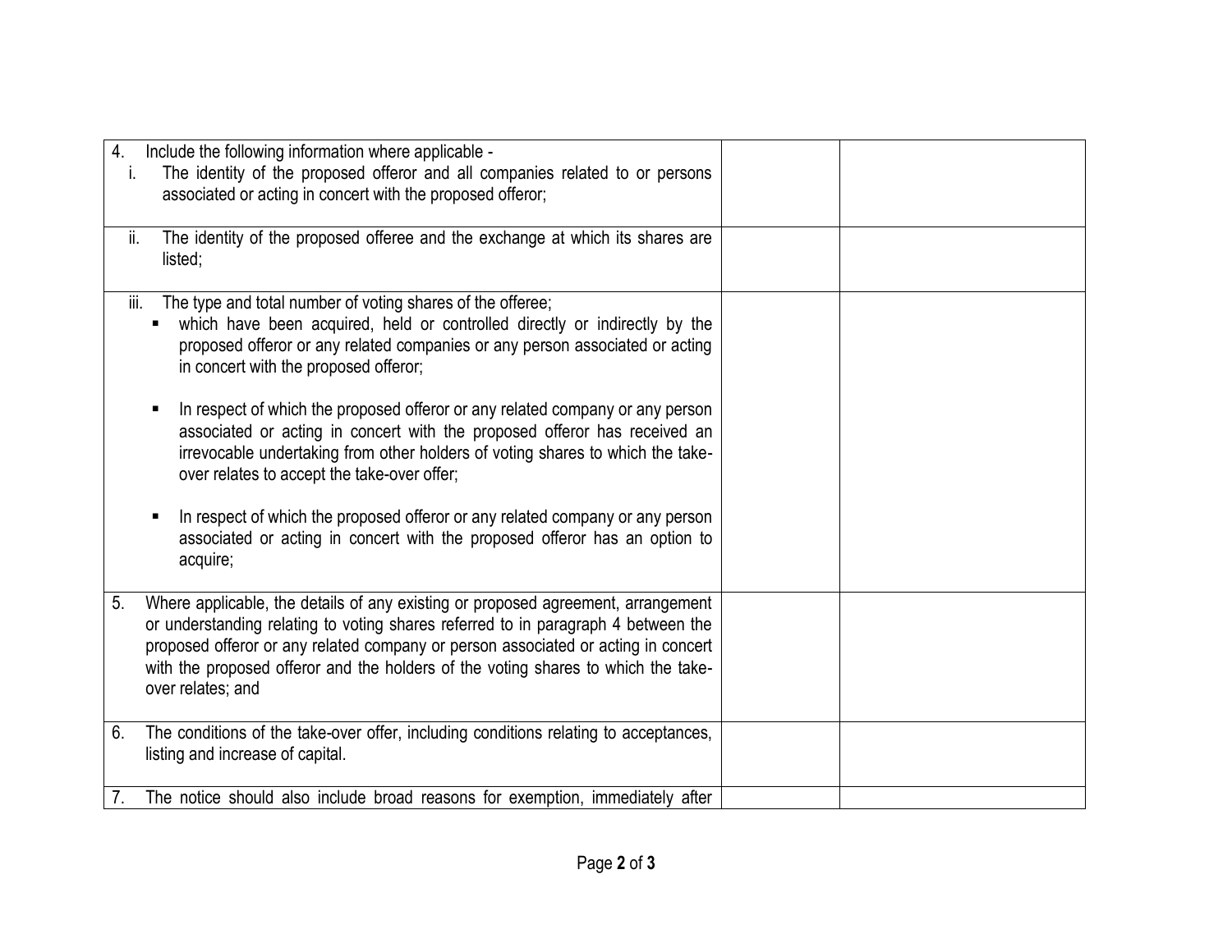| | | |
|---|---|---|
| 4. Include the following information where applicable - <br> i. The identity of the proposed offeror and all companies related to or persons associated or acting in concert with the proposed offeror; | | |
| ii. The identity of the proposed offeree and the exchange at which its shares are listed; | | |
| iii. The type and total number of voting shares of the offeree; <br> ▪ which have been acquired, held or controlled directly or indirectly by the proposed offeror or any related companies or any person associated or acting in concert with the proposed offeror; <br><br> ▪ In respect of which the proposed offeror or any related company or any person associated or acting in concert with the proposed offeror has received an irrevocable undertaking from other holders of voting shares to which the take-over relates to accept the take-over offer; <br><br> ▪ In respect of which the proposed offeror or any related company or any person associated or acting in concert with the proposed offeror has an option to acquire; | | |
| 5. Where applicable, the details of any existing or proposed agreement, arrangement or understanding relating to voting shares referred to in paragraph 4 between the proposed offeror or any related company or person associated or acting in concert with the proposed offeror and the holders of the voting shares to which the take-over relates; and | | |
| 6. The conditions of the take-over offer, including conditions relating to acceptances, listing and increase of capital. | | |
| 7. The notice should also include broad reasons for exemption, immediately after | | |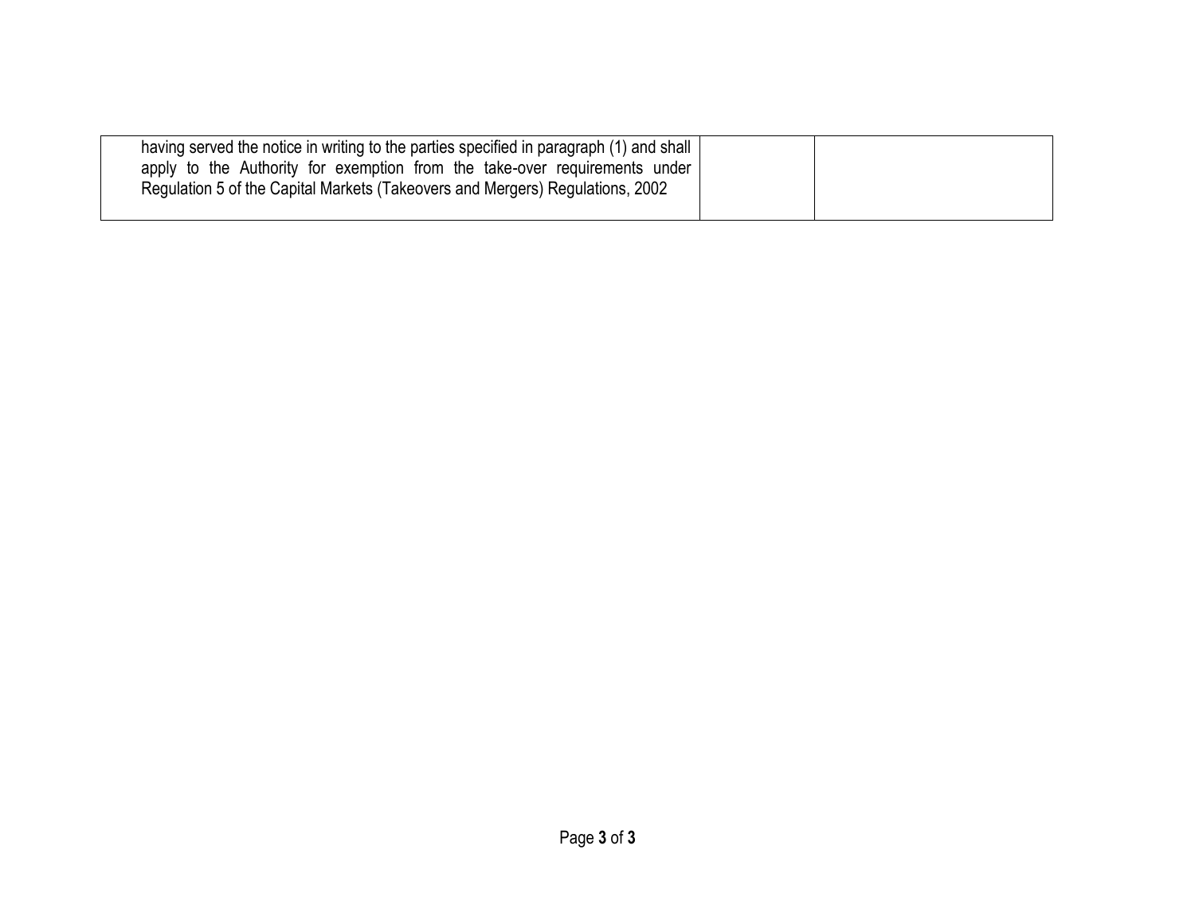| | | |
|---|---|---|
| having served the notice in writing to the parties specified in paragraph (1) and shall apply to the Authority for exemption from the take-over requirements under Regulation 5 of the Capital Markets (Takeovers and Mergers) Regulations, 2002 | | |